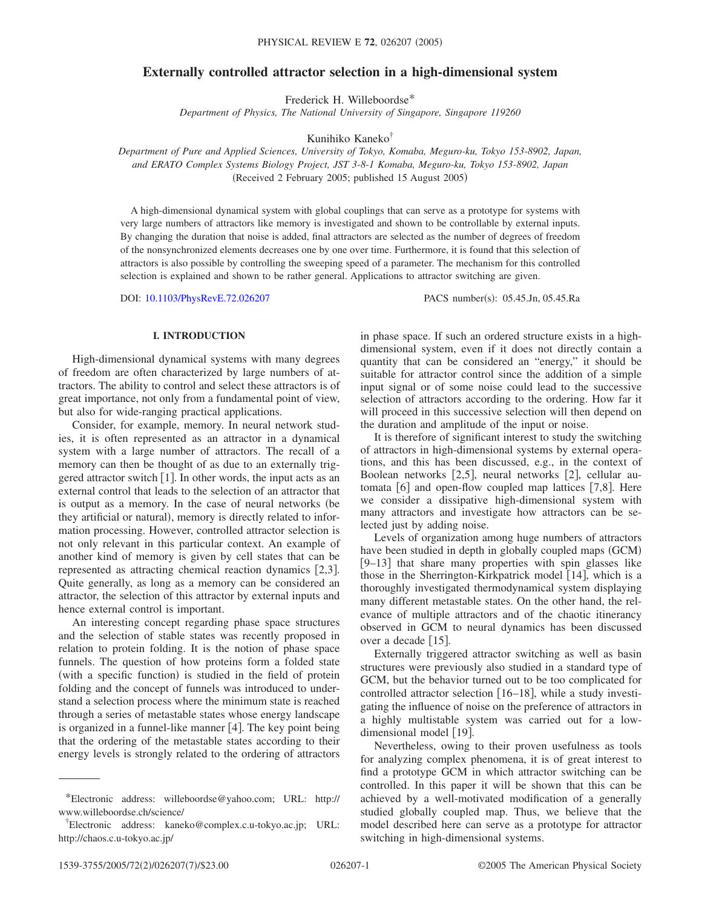# Externally controlled attractor selection in a high-dimensional system

Frederick H. Willeboordse*

*Department of Physics, The National University of Singapore, Singapore 119260*

Kunihiko Kaneko†

*Department of Pure and Applied Sciences, University of Tokyo, Komaba, Meguro-ku, Tokyo 153-8902, Japan, and ERATO Complex Systems Biology Project, JST 3-8-1 Komaba, Meguro-ku, Tokyo 153-8902, Japan*

(Received 2 February 2005; published 15 August 2005)

A high-dimensional dynamical system with global couplings that can serve as a prototype for systems with very large numbers of attractors like memory is investigated and shown to be controllable by external inputs. By changing the duration that noise is added, final attractors are selected as the number of degrees of freedom of the nonsynchronized elements decreases one by one over time. Furthermore, it is found that this selection of attractors is also possible by controlling the sweeping speed of a parameter. The mechanism for this controlled selection is explained and shown to be rather general. Applications to attractor switching are given.

DOI: 10.1103/PhysRevE.72.026207 PACS number(s): 05.45.Jn, 05.45.Ra

## I. INTRODUCTION

High-dimensional dynamical systems with many degrees of freedom are often characterized by large numbers of attractors. The ability to control and select these attractors is of great importance, not only from a fundamental point of view, but also for wide-ranging practical applications.

Consider, for example, memory. In neural network studies, it is often represented as an attractor in a dynamical system with a large number of attractors. The recall of a memory can then be thought of as due to an externally triggered attractor switch [1]. In other words, the input acts as an external control that leads to the selection of an attractor that is output as a memory. In the case of neural networks (be they artificial or natural), memory is directly related to information processing. However, controlled attractor selection is not only relevant in this particular context. An example of another kind of memory is given by cell states that can be represented as attracting chemical reaction dynamics [2,3]. Quite generally, as long as a memory can be considered an attractor, the selection of this attractor by external inputs and hence external control is important.

An interesting concept regarding phase space structures and the selection of stable states was recently proposed in relation to protein folding. It is the notion of phase space funnels. The question of how proteins form a folded state (with a specific function) is studied in the field of protein folding and the concept of funnels was introduced to understand a selection process where the minimum state is reached through a series of metastable states whose energy landscape is organized in a funnel-like manner [4]. The key point being that the ordering of the metastable states according to their energy levels is strongly related to the ordering of attractors in phase space. If such an ordered structure exists in a high-dimensional system, even if it does not directly contain a quantity that can be considered an "energy," it should be suitable for attractor control since the addition of a simple input signal or of some noise could lead to the successive selection of attractors according to the ordering. How far it will proceed in this successive selection will then depend on the duration and amplitude of the input or noise.

It is therefore of significant interest to study the switching of attractors in high-dimensional systems by external operations, and this has been discussed, e.g., in the context of Boolean networks [2,5], neural networks [2], cellular automata [6] and open-flow coupled map lattices [7,8]. Here we consider a dissipative high-dimensional system with many attractors and investigate how attractors can be selected just by adding noise.

Levels of organization among huge numbers of attractors have been studied in depth in globally coupled maps (GCM) [9–13] that share many properties with spin glasses like those in the Sherrington-Kirkpatrick model [14], which is a thoroughly investigated thermodynamical system displaying many different metastable states. On the other hand, the relevance of multiple attractors and of the chaotic itinerancy observed in GCM to neural dynamics has been discussed over a decade [15].

Externally triggered attractor switching as well as basin structures were previously also studied in a standard type of GCM, but the behavior turned out to be too complicated for controlled attractor selection [16–18], while a study investigating the influence of noise on the preference of attractors in a highly multistable system was carried out for a low-dimensional model [19].

Nevertheless, owing to their proven usefulness as tools for analyzing complex phenomena, it is of great interest to find a prototype GCM in which attractor switching can be controlled. In this paper it will be shown that this can be achieved by a well-motivated modification of a generally studied globally coupled map. Thus, we believe that the model described here can serve as a prototype for attractor switching in high-dimensional systems.

---

*Electronic address: willeboordse@yahoo.com; URL: http://www.willeboordse.ch/science/

†Electronic address: kaneko@complex.c.u-tokyo.ac.jp; URL: http://chaos.c.u-tokyo.ac.jp/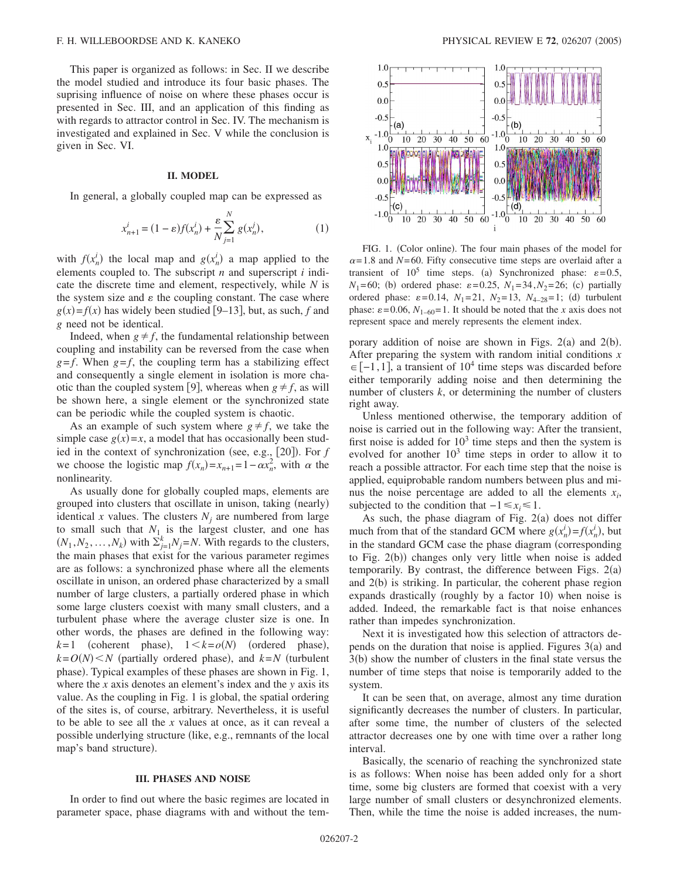This paper is organized as follows: in Sec. II we describe the model studied and introduce its four basic phases. The suprising influence of noise on where these phases occur is presented in Sec. III, and an application of this finding as with regards to attractor control in Sec. IV. The mechanism is investigated and explained in Sec. V while the conclusion is given in Sec. VI.

## II. MODEL

In general, a globally coupled map can be expressed as

$$x_{n+1}^{i} = (1-\varepsilon)f(x_n^i) + \frac{\varepsilon}{N}\sum_{j=1}^{N} g(x_n^j), \qquad (1)$$

with $f(x_n^i)$ the local map and $g(x_n^i)$ a map applied to the elements coupled to. The subscript $n$ and superscript $i$ indicate the discrete time and element, respectively, while $N$ is the system size and $\varepsilon$ the coupling constant. The case where $g(x)=f(x)$ has widely been studied [9–13], but, as such, $f$ and $g$ need not be identical.

Indeed, when $g \neq f$, the fundamental relationship between coupling and instability can be reversed from the case when $g=f$. When $g=f$, the coupling term has a stabilizing effect and consequently a single element in isolation is more chaotic than the coupled system [9], whereas when $g \neq f$, as will be shown here, a single element or the synchronized state can be periodic while the coupled system is chaotic.

As an example of such system where $g \neq f$, we take the simple case $g(x)=x$, a model that has occasionally been studied in the context of synchronization (see, e.g., [20]). For $f$ we choose the logistic map $f(x_n)=x_{n+1}=1-\alpha x_n^2$, with $\alpha$ the nonlinearity.

As usually done for globally coupled maps, elements are grouped into clusters that oscillate in unison, taking (nearly) identical $x$ values. The clusters $N_j$ are numbered from large to small such that $N_1$ is the largest cluster, and one has $(N_1, N_2, \ldots, N_k)$ with $\sum_{j=1}^{k} N_j = N$. With regards to the clusters, the main phases that exist for the various parameter regimes are as follows: a synchronized phase where all the elements oscillate in unison, an ordered phase characterized by a small number of large clusters, a partially ordered phase in which some large clusters coexist with many small clusters, and a turbulent phase where the average cluster size is one. In other words, the phases are defined in the following way: $k=1$ (coherent phase), $1<k=o(N)$ (ordered phase), $k=O(N)<N$ (partially ordered phase), and $k=N$ (turbulent phase). Typical examples of these phases are shown in Fig. 1, where the $x$ axis denotes an element's index and the $y$ axis its value. As the coupling in Fig. 1 is global, the spatial ordering of the sites is, of course, arbitrary. Nevertheless, it is useful to be able to see all the $x$ values at once, as it can reveal a possible underlying structure (like, e.g., remnants of the local map's band structure).

## III. PHASES AND NOISE

In order to find out where the basic regimes are located in parameter space, phase diagrams with and without the temporary addition of noise are shown in Figs. 2(a) and 2(b). After preparing the system with random initial conditions $x \in [-1,1]$, a transient of $10^4$ time steps was discarded before either temporarily adding noise and then determining the number of clusters $k$, or determining the number of clusters right away.

FIG. 1. (Color online). The four main phases of the model for $\alpha=1.8$ and $N=60$. Fifty consecutive time steps are overlaid after a transient of $10^5$ time steps. (a) Synchronized phase: $\varepsilon=0.5$, $N_1=60$; (b) ordered phase: $\varepsilon=0.25$, $N_1=34, N_2=26$; (c) partially ordered phase: $\varepsilon=0.14$, $N_1=21$, $N_2=13$, $N_{4-28}=1$; (d) turbulent phase: $\varepsilon=0.06$, $N_{1-60}=1$. It should be noted that the $x$ axis does not represent space and merely represents the element index.

Unless mentioned otherwise, the temporary addition of noise is carried out in the following way: After the transient, first noise is added for $10^3$ time steps and then the system is evolved for another $10^3$ time steps in order to allow it to reach a possible attractor. For each time step that the noise is applied, equiprobable random numbers between plus and minus the noise percentage are added to all the elements $x_i$, subjected to the condition that $-1 \leq x_i \leq 1$.

As such, the phase diagram of Fig. 2(a) does not differ much from that of the standard GCM where $g(x_n^i)=f(x_n^i)$, but in the standard GCM case the phase diagram (corresponding to Fig. 2(b)) changes only very little when noise is added temporarily. By contrast, the difference between Figs. 2(a) and 2(b) is striking. In particular, the coherent phase region expands drastically (roughly by a factor 10) when noise is added. Indeed, the remarkable fact is that noise enhances rather than impedes synchronization.

Next it is investigated how this selection of attractors depends on the duration that noise is applied. Figures 3(a) and 3(b) show the number of clusters in the final state versus the number of time steps that noise is temporarily added to the system.

It can be seen that, on average, almost any time duration significantly decreases the number of clusters. In particular, after some time, the number of clusters of the selected attractor decreases one by one with time over a rather long interval.

Basically, the scenario of reaching the synchronized state is as follows: When noise has been added only for a short time, some big clusters are formed that coexist with a very large number of small clusters or desynchronized elements. Then, while the time the noise is added increases, the num-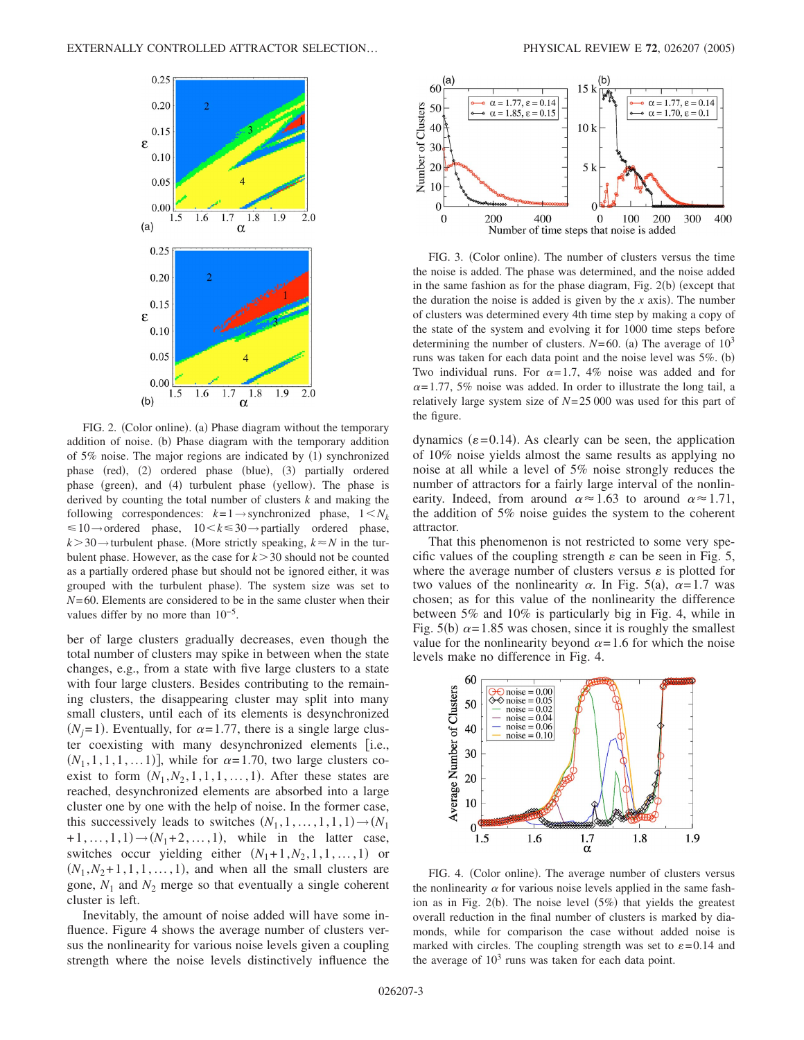FIG. 2. (Color online). (a) Phase diagram without the temporary addition of noise. (b) Phase diagram with the temporary addition of 5% noise. The major regions are indicated by (1) synchronized phase (red), (2) ordered phase (blue), (3) partially ordered phase (green), and (4) turbulent phase (yellow). The phase is derived by counting the total number of clusters $k$ and making the following correspondences: $k=1 \rightarrow$ synchronized phase, $1 < N_k \leq 10 \rightarrow$ ordered phase, $10 < k \leq 30 \rightarrow$ partially ordered phase, $k > 30 \rightarrow$ turbulent phase. (More strictly speaking, $k \approx N$ in the turbulent phase. However, as the case for $k > 30$ should not be counted as a partially ordered phase but should not be ignored either, it was grouped with the turbulent phase). The system size was set to $N=60$. Elements are considered to be in the same cluster when their values differ by no more than $10^{-5}$.

ber of large clusters gradually decreases, even though the total number of clusters may spike in between when the state changes, e.g., from a state with five large clusters to a state with four large clusters. Besides contributing to the remaining clusters, the disappearing cluster may split into many small clusters, until each of its elements is desynchronized ($N_j=1$). Eventually, for $\alpha=1.77$, there is a single large cluster coexisting with many desynchronized elements [i.e., $(N_1,1,1,1,\ldots 1)$], while for $\alpha=1.70$, two large clusters coexist to form $(N_1,N_2,1,1,1,\ldots,1)$. After these states are reached, desynchronized elements are absorbed into a large cluster one by one with the help of noise. In the former case, this successively leads to switches $(N_1,1,\ldots,1,1,1) \rightarrow (N_1+1,\ldots,1,1) \rightarrow (N_1+2,\ldots,1)$, while in the latter case, switches occur yielding either $(N_1+1,N_2,1,1,\ldots,1)$ or $(N_1,N_2+1,1,1,\ldots,1)$, and when all the small clusters are gone, $N_1$ and $N_2$ merge so that eventually a single coherent cluster is left.

Inevitably, the amount of noise added will have some influence. Figure 4 shows the average number of clusters versus the nonlinearity for various noise levels given a coupling strength where the noise levels distinctively influence the dynamics ($\varepsilon=0.14$). As clearly can be seen, the application of 10% noise yields almost the same results as applying no noise at all while a level of 5% noise strongly reduces the number of attractors for a fairly large interval of the nonlinearity. Indeed, from around $\alpha \approx 1.63$ to around $\alpha \approx 1.71$, the addition of 5% noise guides the system to the coherent attractor.

That this phenomenon is not restricted to some very specific values of the coupling strength $\varepsilon$ can be seen in Fig. 5, where the average number of clusters versus $\varepsilon$ is plotted for two values of the nonlinearity $\alpha$. In Fig. 5(a), $\alpha=1.7$ was chosen; as for this value of the nonlinearity the difference between 5% and 10% is particularly big in Fig. 4, while in Fig. 5(b) $\alpha=1.85$ was chosen, since it is roughly the smallest value for the nonlinearity beyond $\alpha=1.6$ for which the noise levels make no difference in Fig. 4.

FIG. 3. (Color online). The number of clusters versus the time the noise is added. The phase was determined, and the noise added in the same fashion as for the phase diagram, Fig. 2(b) (except that the duration the noise is added is given by the $x$ axis). The number of clusters was determined every 4th time step by making a copy of the state of the system and evolving it for 1000 time steps before determining the number of clusters. $N=60$. (a) The average of $10^3$ runs was taken for each data point and the noise level was 5%. (b) Two individual runs. For $\alpha=1.7$, 4% noise was added and for $\alpha=1.77$, 5% noise was added. In order to illustrate the long tail, a relatively large system size of $N=25\,000$ was used for this part of the figure.

FIG. 4. (Color online). The average number of clusters versus the nonlinearity $\alpha$ for various noise levels applied in the same fashion as in Fig. 2(b). The noise level (5%) that yields the greatest overall reduction in the final number of clusters is marked by diamonds, while for comparison the case without added noise is marked with circles. The coupling strength was set to $\varepsilon=0.14$ and the average of $10^3$ runs was taken for each data point.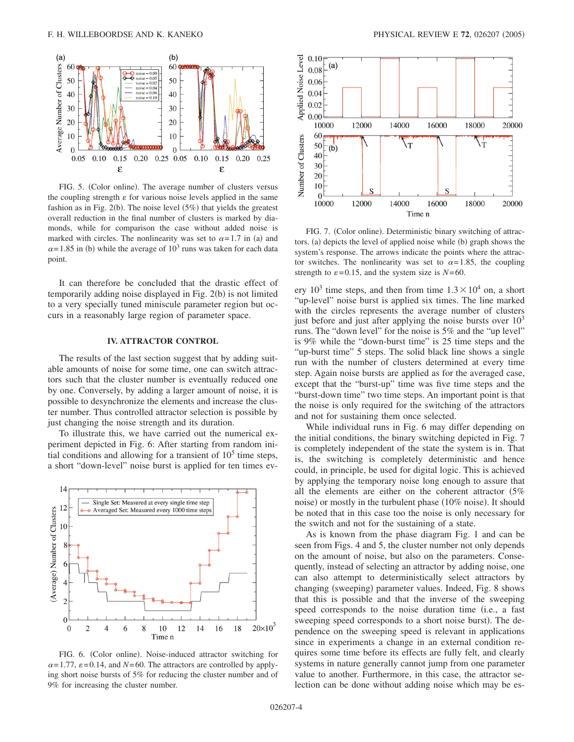FIG. 5. (Color online). The average number of clusters versus the coupling strength $\varepsilon$ for various noise levels applied in the same fashion as in Fig. 2(b). The noise level (5%) that yields the greatest overall reduction in the final number of clusters is marked by diamonds, while for comparison the case without added noise is marked with circles. The nonlinearity was set to $\alpha=1.7$ in (a) and $\alpha=1.85$ in (b) while the average of $10^3$ runs was taken for each data point.

It can therefore be concluded that the drastic effect of temporarily adding noise displayed in Fig. 2(b) is not limited to a very specially tuned miniscule parameter region but occurs in a reasonably large region of parameter space.

## IV. ATTRACTOR CONTROL

The results of the last section suggest that by adding suitable amounts of noise for some time, one can switch attractors such that the cluster number is eventually reduced one by one. Conversely, by adding a larger amount of noise, it is possible to desynchronize the elements and increase the cluster number. Thus controlled attractor selection is possible by just changing the noise strength and its duration.

To illustrate this, we have carried out the numerical experiment depicted in Fig. 6: After starting from random initial conditions and allowing for a transient of $10^5$ time steps, a short "down-level" noise burst is applied for ten times every $10^3$ time steps, and then from time $1.3\times 10^4$ on, a short "up-level" noise burst is applied six times. The line marked with the circles represents the average number of clusters just before and just after applying the noise bursts over $10^3$ runs. The "down level" for the noise is 5% and the "up level" is 9% while the "down-burst time" is 25 time steps and the "up-burst time" 5 steps. The solid black line shows a single run with the number of clusters determined at every time step. Again noise bursts are applied as for the averaged case, except that the "burst-up" time was five time steps and the "burst-down time" two time steps. An important point is that the noise is only required for the switching of the attractors and not for sustaining them once selected.

FIG. 6. (Color online). Noise-induced attractor switching for $\alpha=1.77$, $\varepsilon=0.14$, and $N=60$. The attractors are controlled by applying short noise bursts of 5% for reducing the cluster number and of 9% for increasing the cluster number.

FIG. 7. (Color online). Deterministic binary switching of attractors. (a) depicts the level of applied noise while (b) graph shows the system's response. The arrows indicate the points where the attractor switches. The nonlinearity was set to $\alpha=1.85$, the coupling strength to $\varepsilon=0.15$, and the system size is $N=60$.

While individual runs in Fig. 6 may differ depending on the initial conditions, the binary switching depicted in Fig. 7 is completely independent of the state the system is in. That is, the switching is completely deterministic and hence could, in principle, be used for digital logic. This is achieved by applying the temporary noise long enough to assure that all the elements are either on the coherent attractor (5% noise) or mostly in the turbulent phase (10% noise). It should be noted that in this case too the noise is only necessary for the switch and not for the sustaining of a state.

As is known from the phase diagram Fig. 1 and can be seen from Figs. 4 and 5, the cluster number not only depends on the amount of noise, but also on the parameters. Consequently, instead of selecting an attractor by adding noise, one can also attempt to deterministically select attractors by changing (sweeping) parameter values. Indeed, Fig. 8 shows that this is possible and that the inverse of the sweeping speed corresponds to the noise duration time (i.e., a fast sweeping speed corresponds to a short noise burst). The dependence on the sweeping speed is relevant in applications since in experiments a change in an external condition requires some time before its effects are fully felt, and clearly systems in nature generally cannot jump from one parameter value to another. Furthermore, in this case, the attractor selection can be done without adding noise which may be es-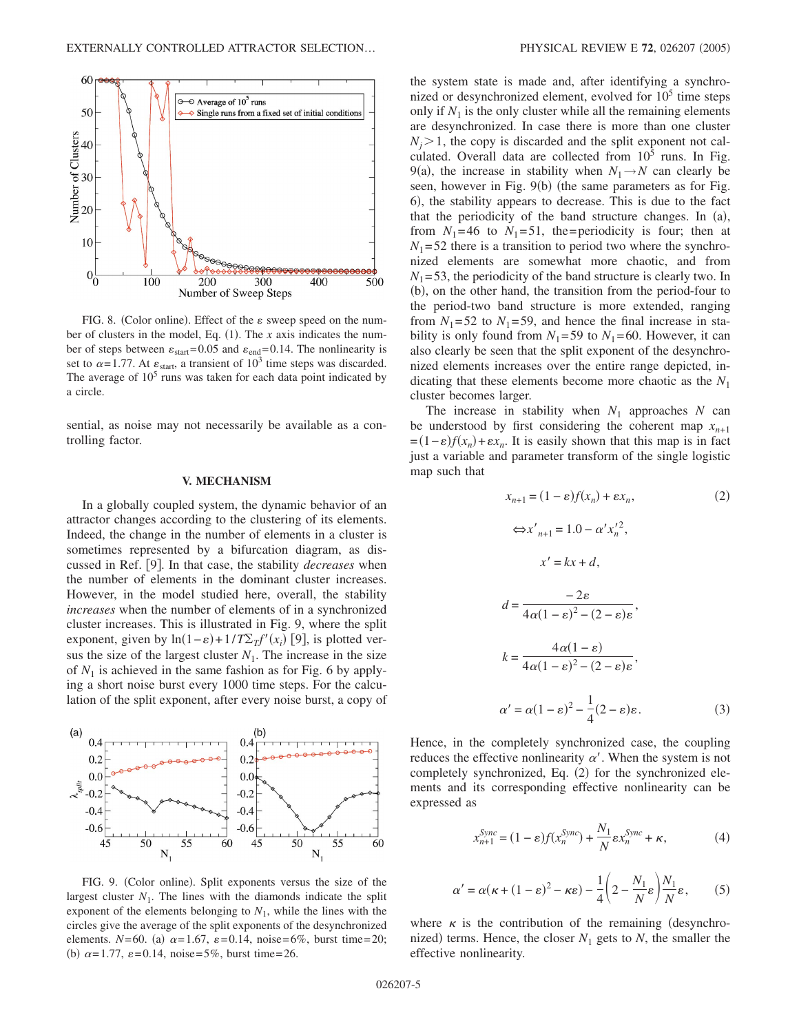FIG. 8. (Color online). Effect of the $\varepsilon$ sweep speed on the number of clusters in the model, Eq. (1). The $x$ axis indicates the number of steps between $\varepsilon_{\text{start}}=0.05$ and $\varepsilon_{\text{end}}=0.14$. The nonlinearity is set to $\alpha=1.77$. At $\varepsilon_{\text{start}}$, a transient of $10^3$ time steps was discarded. The average of $10^5$ runs was taken for each data point indicated by a circle.

sential, as noise may not necessarily be available as a controlling factor.

## V. MECHANISM

In a globally coupled system, the dynamic behavior of an attractor changes according to the clustering of its elements. Indeed, the change in the number of elements in a cluster is sometimes represented by a bifurcation diagram, as discussed in Ref. [9]. In that case, the stability *decreases* when the number of elements in the dominant cluster increases. However, in the model studied here, overall, the stability *increases* when the number of elements of in a synchronized cluster increases. This is illustrated in Fig. 9, where the split exponent, given by $\ln(1-\varepsilon)+1/T\Sigma_T f'(x_i)$ [9], is plotted versus the size of the largest cluster $N_1$. The increase in the size of $N_1$ is achieved in the same fashion as for Fig. 6 by applying a short noise burst every 1000 time steps. For the calculation of the split exponent, after every noise burst, a copy of the system state is made and, after identifying a synchronized or desynchronized element, evolved for $10^5$ time steps only if $N_1$ is the only cluster while all the remaining elements are desynchronized. In case there is more than one cluster $N_j>1$, the copy is discarded and the split exponent not calculated. Overall data are collected from $10^5$ runs. In Fig. 9(a), the increase in stability when $N_1 \to N$ can clearly be seen, however in Fig. 9(b) (the same parameters as for Fig. 6), the stability appears to decrease. This is due to the fact that the periodicity of the band structure changes. In (a), from $N_1=46$ to $N_1=51$, the=periodicity is four; then at $N_1=52$ there is a transition to period two where the synchronized elements are somewhat more chaotic, and from $N_1=53$, the periodicity of the band structure is clearly two. In (b), on the other hand, the transition from the period-four to the period-two band structure is more extended, ranging from $N_1=52$ to $N_1=59$, and hence the final increase in stability is only found from $N_1=59$ to $N_1=60$. However, it can also clearly be seen that the split exponent of the desynchronized elements increases over the entire range depicted, indicating that these elements become more chaotic as the $N_1$ cluster becomes larger.

FIG. 9. (Color online). Split exponents versus the size of the largest cluster $N_1$. The lines with the diamonds indicate the split exponent of the elements belonging to $N_1$, while the lines with the circles give the average of the split exponents of the desynchronized elements. $N=60$. (a) $\alpha=1.67$, $\varepsilon=0.14$, noise=6%, burst time=20; (b) $\alpha=1.77$, $\varepsilon=0.14$, noise=5%, burst time=26.

The increase in stability when $N_1$ approaches $N$ can be understood by first considering the coherent map $x_{n+1}=(1-\varepsilon)f(x_n)+\varepsilon x_n$. It is easily shown that this map is in fact just a variable and parameter transform of the single logistic map such that

$$x_{n+1}=(1-\varepsilon)f(x_n)+\varepsilon x_n, \tag{2}$$

$$\Leftrightarrow x'_{n+1}=1.0-\alpha' x_n'^2,$$

$$x'=kx+d,$$

$$d=\frac{-2\varepsilon}{4\alpha(1-\varepsilon)^2-(2-\varepsilon)\varepsilon},$$

$$k=\frac{4\alpha(1-\varepsilon)}{4\alpha(1-\varepsilon)^2-(2-\varepsilon)\varepsilon},$$

$$\alpha'=\alpha(1-\varepsilon)^2-\frac{1}{4}(2-\varepsilon)\varepsilon. \tag{3}$$

Hence, in the completely synchronized case, the coupling reduces the effective nonlinearity $\alpha'$. When the system is not completely synchronized, Eq. (2) for the synchronized elements and its corresponding effective nonlinearity can be expressed as

$$x_{n+1}^{Sync}=(1-\varepsilon)f(x_n^{Sync})+\frac{N_1}{N}\varepsilon x_n^{Sync}+\kappa, \tag{4}$$

$$\alpha'=\alpha(\kappa+(1-\varepsilon)^2-\kappa\varepsilon)-\frac{1}{4}\left(2-\frac{N_1}{N}\varepsilon\right)\frac{N_1}{N}\varepsilon, \tag{5}$$

where $\kappa$ is the contribution of the remaining (desynchronized) terms. Hence, the closer $N_1$ gets to $N$, the smaller the effective nonlinearity.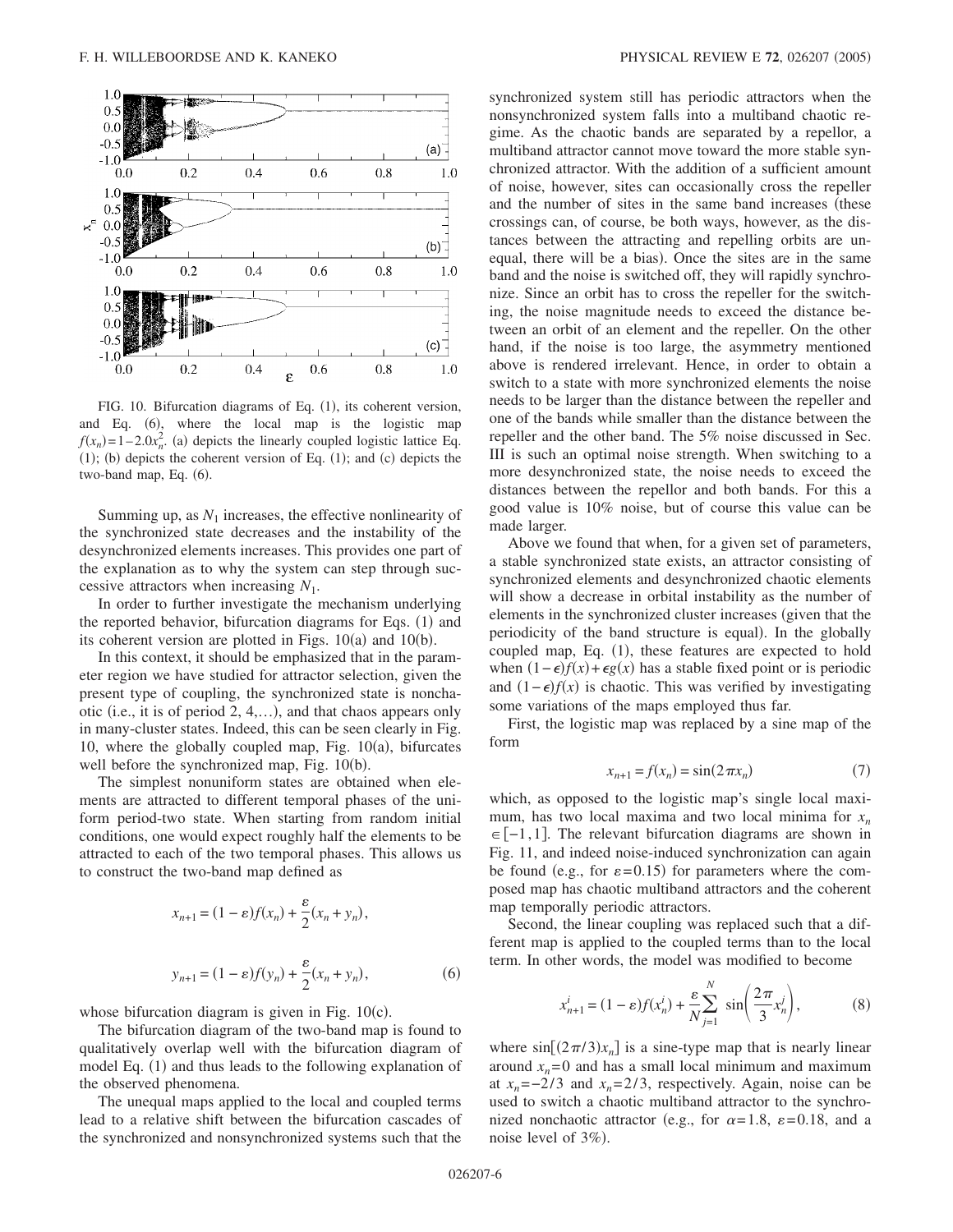FIG. 10. Bifurcation diagrams of Eq. (1), its coherent version, and Eq. (6), where the local map is the logistic map $f(x_n)=1-2.0x_n^2$. (a) depicts the linearly coupled logistic lattice Eq. (1); (b) depicts the coherent version of Eq. (1); and (c) depicts the two-band map, Eq. (6).

Summing up, as $N_1$ increases, the effective nonlinearity of the synchronized state decreases and the instability of the desynchronized elements increases. This provides one part of the explanation as to why the system can step through successive attractors when increasing $N_1$.

In order to further investigate the mechanism underlying the reported behavior, bifurcation diagrams for Eqs. (1) and its coherent version are plotted in Figs. 10(a) and 10(b).

In this context, it should be emphasized that in the parameter region we have studied for attractor selection, given the present type of coupling, the synchronized state is nonchaotic (i.e., it is of period 2, 4,...), and that chaos appears only in many-cluster states. Indeed, this can be seen clearly in Fig. 10, where the globally coupled map, Fig. 10(a), bifurcates well before the synchronized map, Fig. 10(b).

The simplest nonuniform states are obtained when elements are attracted to different temporal phases of the uniform period-two state. When starting from random initial conditions, one would expect roughly half the elements to be attracted to each of the two temporal phases. This allows us to construct the two-band map defined as

$$x_{n+1}=(1-\varepsilon)f(x_n)+\frac{\varepsilon}{2}(x_n+y_n),$$

$$y_{n+1}=(1-\varepsilon)f(y_n)+\frac{\varepsilon}{2}(x_n+y_n), \tag{6}$$

whose bifurcation diagram is given in Fig. 10(c).

The bifurcation diagram of the two-band map is found to qualitatively overlap well with the bifurcation diagram of model Eq. (1) and thus leads to the following explanation of the observed phenomena.

The unequal maps applied to the local and coupled terms lead to a relative shift between the bifurcation cascades of the synchronized and nonsynchronized systems such that the synchronized system still has periodic attractors when the nonsynchronized system falls into a multiband chaotic regime. As the chaotic bands are separated by a repellor, a multiband attractor cannot move toward the more stable synchronized attractor. With the addition of a sufficient amount of noise, however, sites can occasionally cross the repeller and the number of sites in the same band increases (these crossings can, of course, be both ways, however, as the distances between the attracting and repelling orbits are unequal, there will be a bias). Once the sites are in the same band and the noise is switched off, they will rapidly synchronize. Since an orbit has to cross the repeller for the switching, the noise magnitude needs to exceed the distance between an orbit of an element and the repeller. On the other hand, if the noise is too large, the asymmetry mentioned above is rendered irrelevant. Hence, in order to obtain a switch to a state with more synchronized elements the noise needs to be larger than the distance between the repeller and one of the bands while smaller than the distance between the repeller and the other band. The 5% noise discussed in Sec. III is such an optimal noise strength. When switching to a more desynchronized state, the noise needs to exceed the distances between the repellor and both bands. For this a good value is 10% noise, but of course this value can be made larger.

Above we found that when, for a given set of parameters, a stable synchronized state exists, an attractor consisting of synchronized elements and desynchronized chaotic elements will show a decrease in orbital instability as the number of elements in the synchronized cluster increases (given that the periodicity of the band structure is equal). In the globally coupled map, Eq. (1), these features are expected to hold when $(1-\epsilon)f(x)+\epsilon g(x)$ has a stable fixed point or is periodic and $(1-\epsilon)f(x)$ is chaotic. This was verified by investigating some variations of the maps employed thus far.

First, the logistic map was replaced by a sine map of the form

$$x_{n+1}=f(x_n)=\sin(2\pi x_n) \tag{7}$$

which, as opposed to the logistic map's single local maximum, has two local maxima and two local minima for $x_n \in [-1,1]$. The relevant bifurcation diagrams are shown in Fig. 11, and indeed noise-induced synchronization can again be found (e.g., for $\varepsilon=0.15$) for parameters where the composed map has chaotic multiband attractors and the coherent map temporally periodic attractors.

Second, the linear coupling was replaced such that a different map is applied to the coupled terms than to the local term. In other words, the model was modified to become

$$x_{n+1}^i=(1-\varepsilon)f(x_n^i)+\frac{\varepsilon}{N}\sum_{j=1}^{N}\sin\left(\frac{2\pi}{3}x_n^j\right), \tag{8}$$

where $\sin[(2\pi/3)x_n]$ is a sine-type map that is nearly linear around $x_n=0$ and has a small local minimum and maximum at $x_n=-2/3$ and $x_n=2/3$, respectively. Again, noise can be used to switch a chaotic multiband attractor to the synchronized nonchaotic attractor (e.g., for $\alpha=1.8$, $\varepsilon=0.18$, and a noise level of 3%).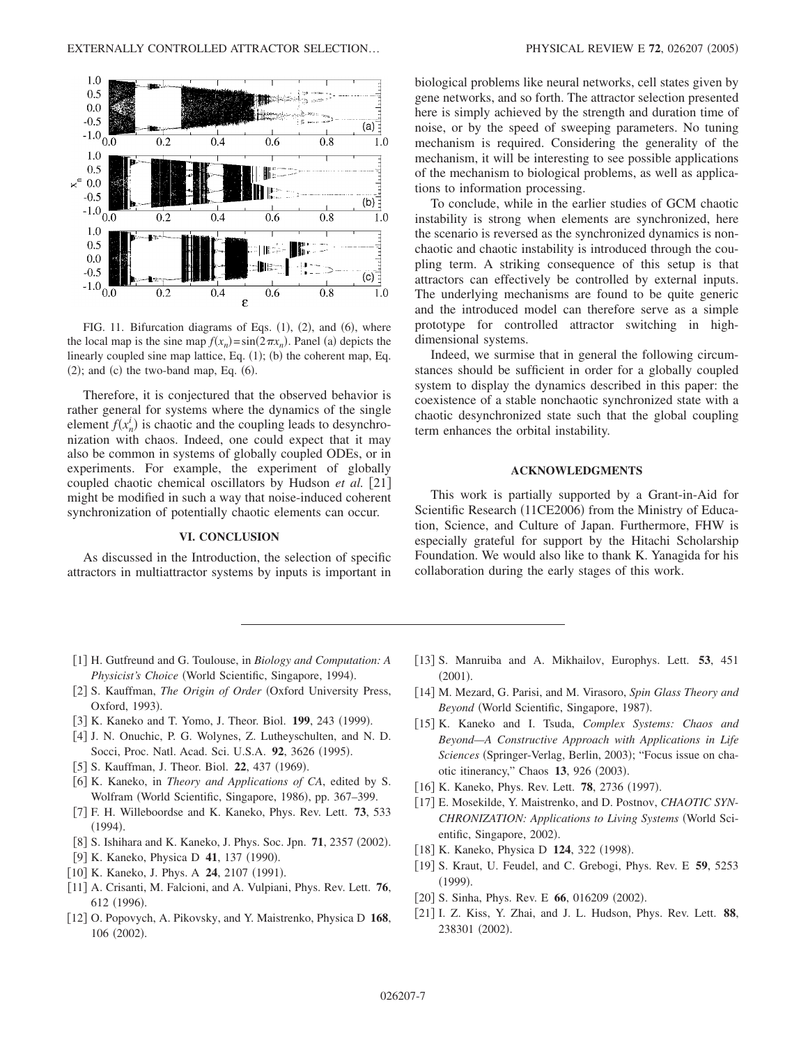1.0
0.5
0.0
-0.5
-1.0
0.0 0.2 0.4 0.6 0.8 1.0
(a)

1.0
0.5
$x_n$ 0.0
-0.5
-1.0
0.0 0.2 0.4 0.6 0.8 1.0
(b)

1.0
0.5
0.0
-0.5
-1.0
0.0 0.2 0.4 0.6 0.8 1.0
(c)
ε

FIG. 11. Bifurcation diagrams of Eqs. (1), (2), and (6), where the local map is the sine map $f(x_n)=\sin(2\pi x_n)$. Panel (a) depicts the linearly coupled sine map lattice, Eq. (1); (b) the coherent map, Eq. (2); and (c) the two-band map, Eq. (6).

Therefore, it is conjectured that the observed behavior is rather general for systems where the dynamics of the single element $f(x_n^i)$ is chaotic and the coupling leads to desynchronization with chaos. Indeed, one could expect that it may also be common in systems of globally coupled ODEs, or in experiments. For example, the experiment of globally coupled chaotic chemical oscillators by Hudson *et al.* [21] might be modified in such a way that noise-induced coherent synchronization of potentially chaotic elements can occur.

## VI. CONCLUSION

As discussed in the Introduction, the selection of specific attractors in multiattractor systems by inputs is important in biological problems like neural networks, cell states given by gene networks, and so forth. The attractor selection presented here is simply achieved by the strength and duration time of noise, or by the speed of sweeping parameters. No tuning mechanism is required. Considering the generality of the mechanism, it will be interesting to see possible applications of the mechanism to biological problems, as well as applications to information processing.

To conclude, while in the earlier studies of GCM chaotic instability is strong when elements are synchronized, here the scenario is reversed as the synchronized dynamics is nonchaotic and chaotic instability is introduced through the coupling term. A striking consequence of this setup is that attractors can effectively be controlled by external inputs. The underlying mechanisms are found to be quite generic and the introduced model can therefore serve as a simple prototype for controlled attractor switching in high-dimensional systems.

Indeed, we surmise that in general the following circumstances should be sufficient in order for a globally coupled system to display the dynamics described in this paper: the coexistence of a stable nonchaotic synchronized state with a chaotic desynchronized state such that the global coupling term enhances the orbital instability.

## ACKNOWLEDGMENTS

This work is partially supported by a Grant-in-Aid for Scientific Research (11CE2006) from the Ministry of Education, Science, and Culture of Japan. Furthermore, FHW is especially grateful for support by the Hitachi Scholarship Foundation. We would also like to thank K. Yanagida for his collaboration during the early stages of this work.

[1] H. Gutfreund and G. Toulouse, in *Biology and Computation: A Physicist's Choice* (World Scientific, Singapore, 1994).
[2] S. Kauffman, *The Origin of Order* (Oxford University Press, Oxford, 1993).
[3] K. Kaneko and T. Yomo, J. Theor. Biol. **199**, 243 (1999).
[4] J. N. Onuchic, P. G. Wolynes, Z. Lutheyschulten, and N. D. Socci, Proc. Natl. Acad. Sci. U.S.A. **92**, 3626 (1995).
[5] S. Kauffman, J. Theor. Biol. **22**, 437 (1969).
[6] K. Kaneko, in *Theory and Applications of CA*, edited by S. Wolfram (World Scientific, Singapore, 1986), pp. 367–399.
[7] F. H. Willeboordse and K. Kaneko, Phys. Rev. Lett. **73**, 533 (1994).
[8] S. Ishihara and K. Kaneko, J. Phys. Soc. Jpn. **71**, 2357 (2002).
[9] K. Kaneko, Physica D **41**, 137 (1990).
[10] K. Kaneko, J. Phys. A **24**, 2107 (1991).
[11] A. Crisanti, M. Falcioni, and A. Vulpiani, Phys. Rev. Lett. **76**, 612 (1996).
[12] O. Popovych, A. Pikovsky, and Y. Maistrenko, Physica D **168**, 106 (2002).
[13] S. Manruiba and A. Mikhailov, Europhys. Lett. **53**, 451 (2001).
[14] M. Mezard, G. Parisi, and M. Virasoro, *Spin Glass Theory and Beyond* (World Scientific, Singapore, 1987).
[15] K. Kaneko and I. Tsuda, *Complex Systems: Chaos and Beyond—A Constructive Approach with Applications in Life Sciences* (Springer-Verlag, Berlin, 2003); "Focus issue on chaotic itinerancy," Chaos **13**, 926 (2003).
[16] K. Kaneko, Phys. Rev. Lett. **78**, 2736 (1997).
[17] E. Mosekilde, Y. Maistrenko, and D. Postnov, *CHAOTIC SYNCHRONIZATION: Applications to Living Systems* (World Scientific, Singapore, 2002).
[18] K. Kaneko, Physica D **124**, 322 (1998).
[19] S. Kraut, U. Feudel, and C. Grebogi, Phys. Rev. E **59**, 5253 (1999).
[20] S. Sinha, Phys. Rev. E **66**, 016209 (2002).
[21] I. Z. Kiss, Y. Zhai, and J. L. Hudson, Phys. Rev. Lett. **88**, 238301 (2002).